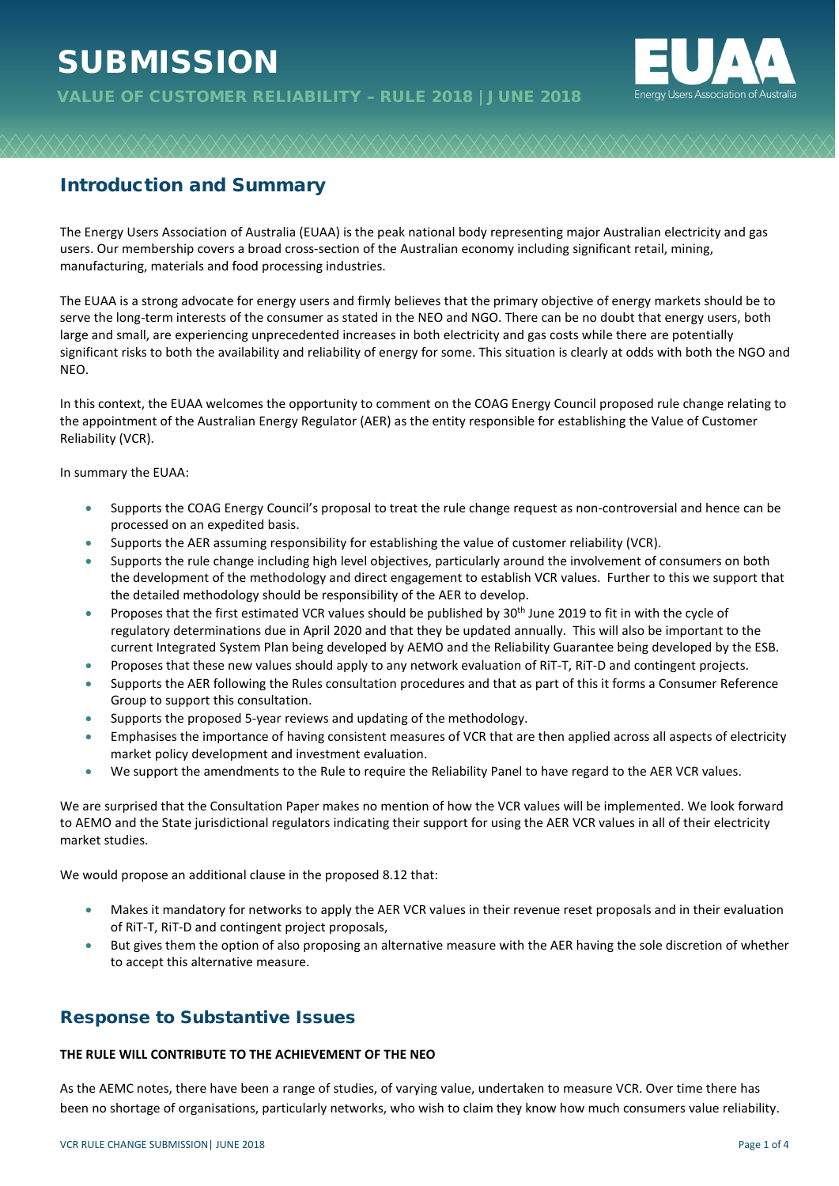# SUBMISSION

VALUE OF CUSTOMER RELIABILITY – RULE 2018 | JUNE 2018

## Introduction and Summary

The Energy Users Association of Australia (EUAA) is the peak national body representing major Australian electricity and gas users. Our membership covers a broad cross-section of the Australian economy including significant retail, mining, manufacturing, materials and food processing industries.

The EUAA is a strong advocate for energy users and firmly believes that the primary objective of energy markets should be to serve the long-term interests of the consumer as stated in the NEO and NGO. There can be no doubt that energy users, both large and small, are experiencing unprecedented increases in both electricity and gas costs while there are potentially significant risks to both the availability and reliability of energy for some. This situation is clearly at odds with both the NGO and NEO.

In this context, the EUAA welcomes the opportunity to comment on the COAG Energy Council proposed rule change relating to the appointment of the Australian Energy Regulator (AER) as the entity responsible for establishing the Value of Customer Reliability (VCR).

In summary the EUAA:

- Supports the COAG Energy Council's proposal to treat the rule change request as non-controversial and hence can be processed on an expedited basis.
- Supports the AER assuming responsibility for establishing the value of customer reliability (VCR).
- Supports the rule change including high level objectives, particularly around the involvement of consumers on both the development of the methodology and direct engagement to establish VCR values. Further to this we support that the detailed methodology should be responsibility of the AER to develop.
- Proposes that the first estimated VCR values should be published by 30th June 2019 to fit in with the cycle of regulatory determinations due in April 2020 and that they be updated annually. This will also be important to the current Integrated System Plan being developed by AEMO and the Reliability Guarantee being developed by the ESB.
- Proposes that these new values should apply to any network evaluation of RiT-T, RiT-D and contingent projects.
- Supports the AER following the Rules consultation procedures and that as part of this it forms a Consumer Reference Group to support this consultation.
- Supports the proposed 5-year reviews and updating of the methodology.
- Emphasises the importance of having consistent measures of VCR that are then applied across all aspects of electricity market policy development and investment evaluation.
- We support the amendments to the Rule to require the Reliability Panel to have regard to the AER VCR values.

We are surprised that the Consultation Paper makes no mention of how the VCR values will be implemented. We look forward to AEMO and the State jurisdictional regulators indicating their support for using the AER VCR values in all of their electricity market studies.

We would propose an additional clause in the proposed 8.12 that:

- Makes it mandatory for networks to apply the AER VCR values in their revenue reset proposals and in their evaluation of RiT-T, RiT-D and contingent project proposals,
- But gives them the option of also proposing an alternative measure with the AER having the sole discretion of whether to accept this alternative measure.

## Response to Substantive Issues

**THE RULE WILL CONTRIBUTE TO THE ACHIEVEMENT OF THE NEO**

As the AEMC notes, there have been a range of studies, of varying value, undertaken to measure VCR. Over time there has been no shortage of organisations, particularly networks, who wish to claim they know how much consumers value reliability.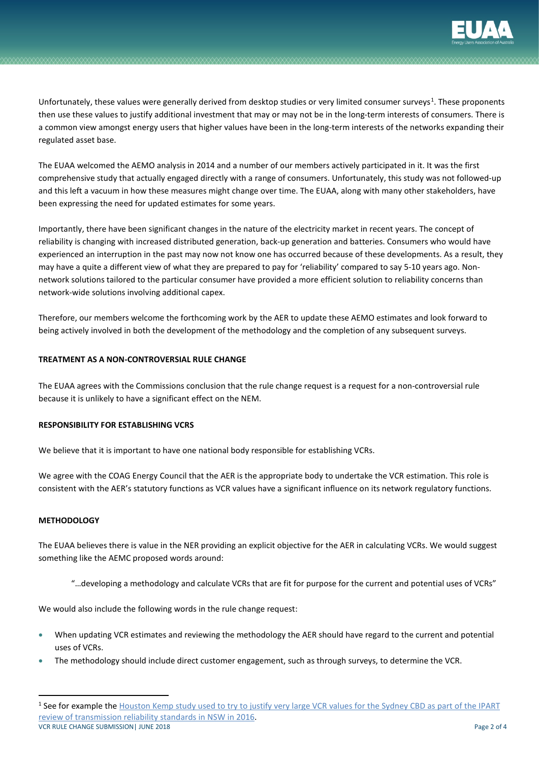Unfortunately, these values were generally derived from desktop studies or very limited consumer surveys[1]. These proponents then use these values to justify additional investment that may or may not be in the long-term interests of consumers. There is a common view amongst energy users that higher values have been in the long-term interests of the networks expanding their regulated asset base.

The EUAA welcomed the AEMO analysis in 2014 and a number of our members actively participated in it. It was the first comprehensive study that actually engaged directly with a range of consumers. Unfortunately, this study was not followed-up and this left a vacuum in how these measures might change over time. The EUAA, along with many other stakeholders, have been expressing the need for updated estimates for some years.

Importantly, there have been significant changes in the nature of the electricity market in recent years. The concept of reliability is changing with increased distributed generation, back-up generation and batteries. Consumers who would have experienced an interruption in the past may now not know one has occurred because of these developments. As a result, they may have a quite a different view of what they are prepared to pay for 'reliability' compared to say 5-10 years ago. Non-network solutions tailored to the particular consumer have provided a more efficient solution to reliability concerns than network-wide solutions involving additional capex.

Therefore, our members welcome the forthcoming work by the AER to update these AEMO estimates and look forward to being actively involved in both the development of the methodology and the completion of any subsequent surveys.

**TREATMENT AS A NON-CONTROVERSIAL RULE CHANGE**

The EUAA agrees with the Commissions conclusion that the rule change request is a request for a non-controversial rule because it is unlikely to have a significant effect on the NEM.

**RESPONSIBILITY FOR ESTABLISHING VCRS**

We believe that it is important to have one national body responsible for establishing VCRs.

We agree with the COAG Energy Council that the AER is the appropriate body to undertake the VCR estimation. This role is consistent with the AER's statutory functions as VCR values have a significant influence on its network regulatory functions.

**METHODOLOGY**

The EUAA believes there is value in the NER providing an explicit objective for the AER in calculating VCRs. We would suggest something like the AEMC proposed words around:

> "…developing a methodology and calculate VCRs that are fit for purpose for the current and potential uses of VCRs"

We would also include the following words in the rule change request:

- When updating VCR estimates and reviewing the methodology the AER should have regard to the current and potential uses of VCRs.
- The methodology should include direct customer engagement, such as through surveys, to determine the VCR.

[1] See for example the Houston Kemp study used to try to justify very large VCR values for the Sydney CBD as part of the IPART review of transmission reliability standards in NSW in 2016.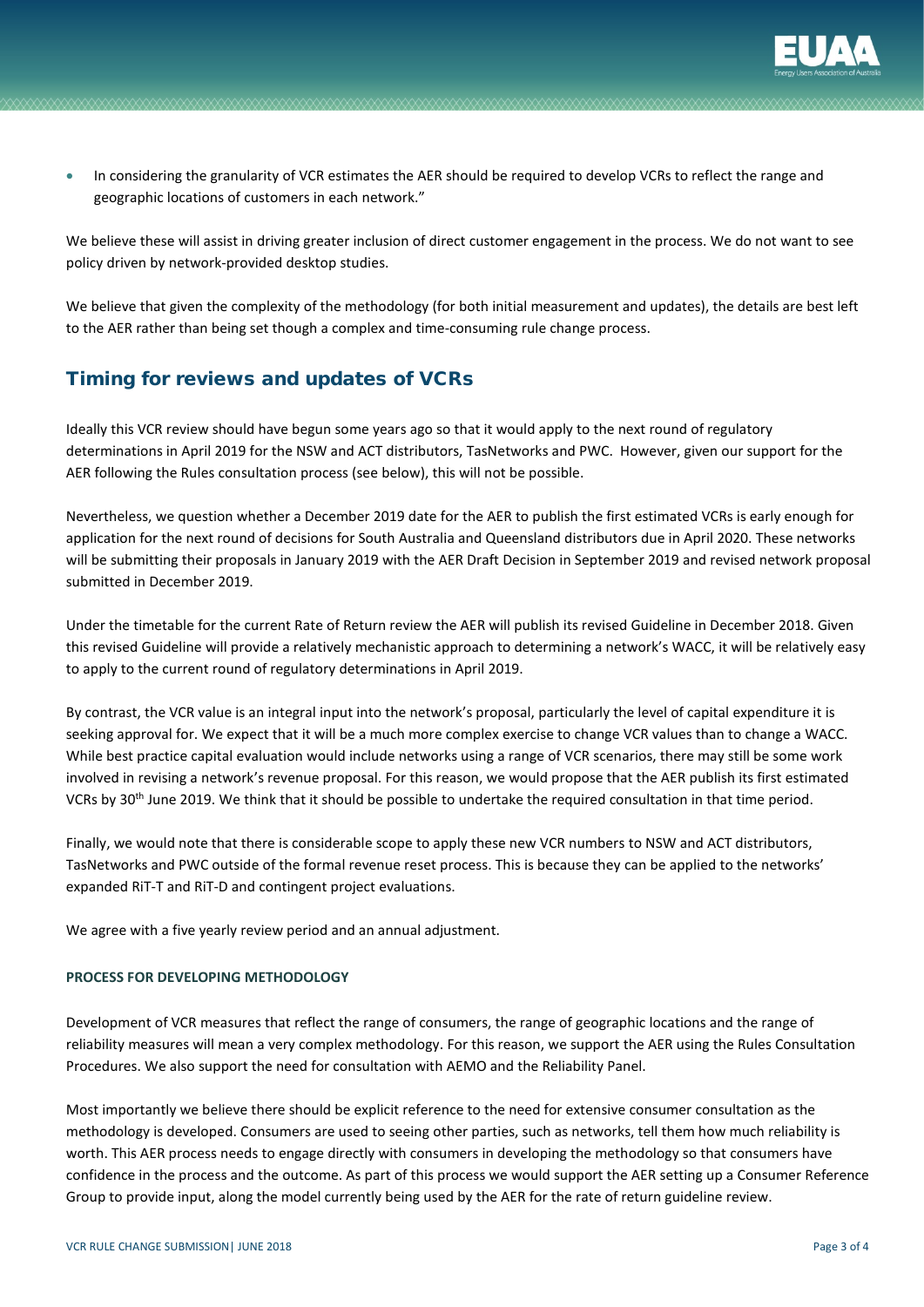- In considering the granularity of VCR estimates the AER should be required to develop VCRs to reflect the range and geographic locations of customers in each network."

We believe these will assist in driving greater inclusion of direct customer engagement in the process. We do not want to see policy driven by network-provided desktop studies.

We believe that given the complexity of the methodology (for both initial measurement and updates), the details are best left to the AER rather than being set though a complex and time-consuming rule change process.

## Timing for reviews and updates of VCRs

Ideally this VCR review should have begun some years ago so that it would apply to the next round of regulatory determinations in April 2019 for the NSW and ACT distributors, TasNetworks and PWC. However, given our support for the AER following the Rules consultation process (see below), this will not be possible.

Nevertheless, we question whether a December 2019 date for the AER to publish the first estimated VCRs is early enough for application for the next round of decisions for South Australia and Queensland distributors due in April 2020. These networks will be submitting their proposals in January 2019 with the AER Draft Decision in September 2019 and revised network proposal submitted in December 2019.

Under the timetable for the current Rate of Return review the AER will publish its revised Guideline in December 2018. Given this revised Guideline will provide a relatively mechanistic approach to determining a network's WACC, it will be relatively easy to apply to the current round of regulatory determinations in April 2019.

By contrast, the VCR value is an integral input into the network's proposal, particularly the level of capital expenditure it is seeking approval for. We expect that it will be a much more complex exercise to change VCR values than to change a WACC. While best practice capital evaluation would include networks using a range of VCR scenarios, there may still be some work involved in revising a network's revenue proposal. For this reason, we would propose that the AER publish its first estimated VCRs by 30th June 2019. We think that it should be possible to undertake the required consultation in that time period.

Finally, we would note that there is considerable scope to apply these new VCR numbers to NSW and ACT distributors, TasNetworks and PWC outside of the formal revenue reset process. This is because they can be applied to the networks' expanded RiT-T and RiT-D and contingent project evaluations.

We agree with a five yearly review period and an annual adjustment.

### PROCESS FOR DEVELOPING METHODOLOGY

Development of VCR measures that reflect the range of consumers, the range of geographic locations and the range of reliability measures will mean a very complex methodology. For this reason, we support the AER using the Rules Consultation Procedures. We also support the need for consultation with AEMO and the Reliability Panel.

Most importantly we believe there should be explicit reference to the need for extensive consumer consultation as the methodology is developed. Consumers are used to seeing other parties, such as networks, tell them how much reliability is worth. This AER process needs to engage directly with consumers in developing the methodology so that consumers have confidence in the process and the outcome. As part of this process we would support the AER setting up a Consumer Reference Group to provide input, along the model currently being used by the AER for the rate of return guideline review.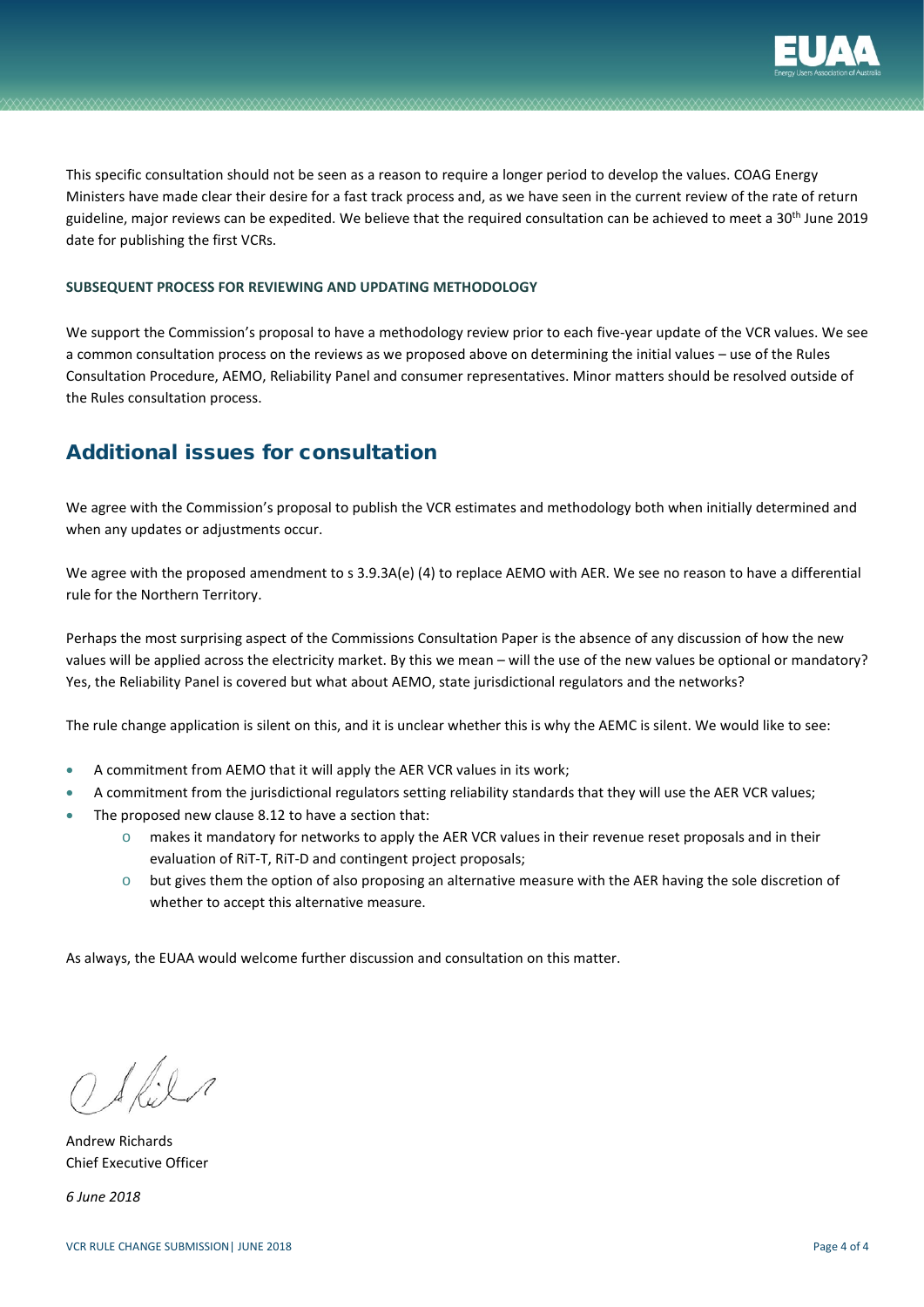This specific consultation should not be seen as a reason to require a longer period to develop the values. COAG Energy Ministers have made clear their desire for a fast track process and, as we have seen in the current review of the rate of return guideline, major reviews can be expedited. We believe that the required consultation can be achieved to meet a 30th June 2019 date for publishing the first VCRs.

**SUBSEQUENT PROCESS FOR REVIEWING AND UPDATING METHODOLOGY**

We support the Commission's proposal to have a methodology review prior to each five-year update of the VCR values. We see a common consultation process on the reviews as we proposed above on determining the initial values – use of the Rules Consultation Procedure, AEMO, Reliability Panel and consumer representatives. Minor matters should be resolved outside of the Rules consultation process.

## Additional issues for consultation

We agree with the Commission's proposal to publish the VCR estimates and methodology both when initially determined and when any updates or adjustments occur.

We agree with the proposed amendment to s 3.9.3A(e) (4) to replace AEMO with AER. We see no reason to have a differential rule for the Northern Territory.

Perhaps the most surprising aspect of the Commissions Consultation Paper is the absence of any discussion of how the new values will be applied across the electricity market. By this we mean – will the use of the new values be optional or mandatory? Yes, the Reliability Panel is covered but what about AEMO, state jurisdictional regulators and the networks?

The rule change application is silent on this, and it is unclear whether this is why the AEMC is silent. We would like to see:

- A commitment from AEMO that it will apply the AER VCR values in its work;
- A commitment from the jurisdictional regulators setting reliability standards that they will use the AER VCR values;
- The proposed new clause 8.12 to have a section that:
  - makes it mandatory for networks to apply the AER VCR values in their revenue reset proposals and in their evaluation of RiT-T, RiT-D and contingent project proposals;
  - but gives them the option of also proposing an alternative measure with the AER having the sole discretion of whether to accept this alternative measure.

As always, the EUAA would welcome further discussion and consultation on this matter.

Andrew Richards
Chief Executive Officer

*6 June 2018*